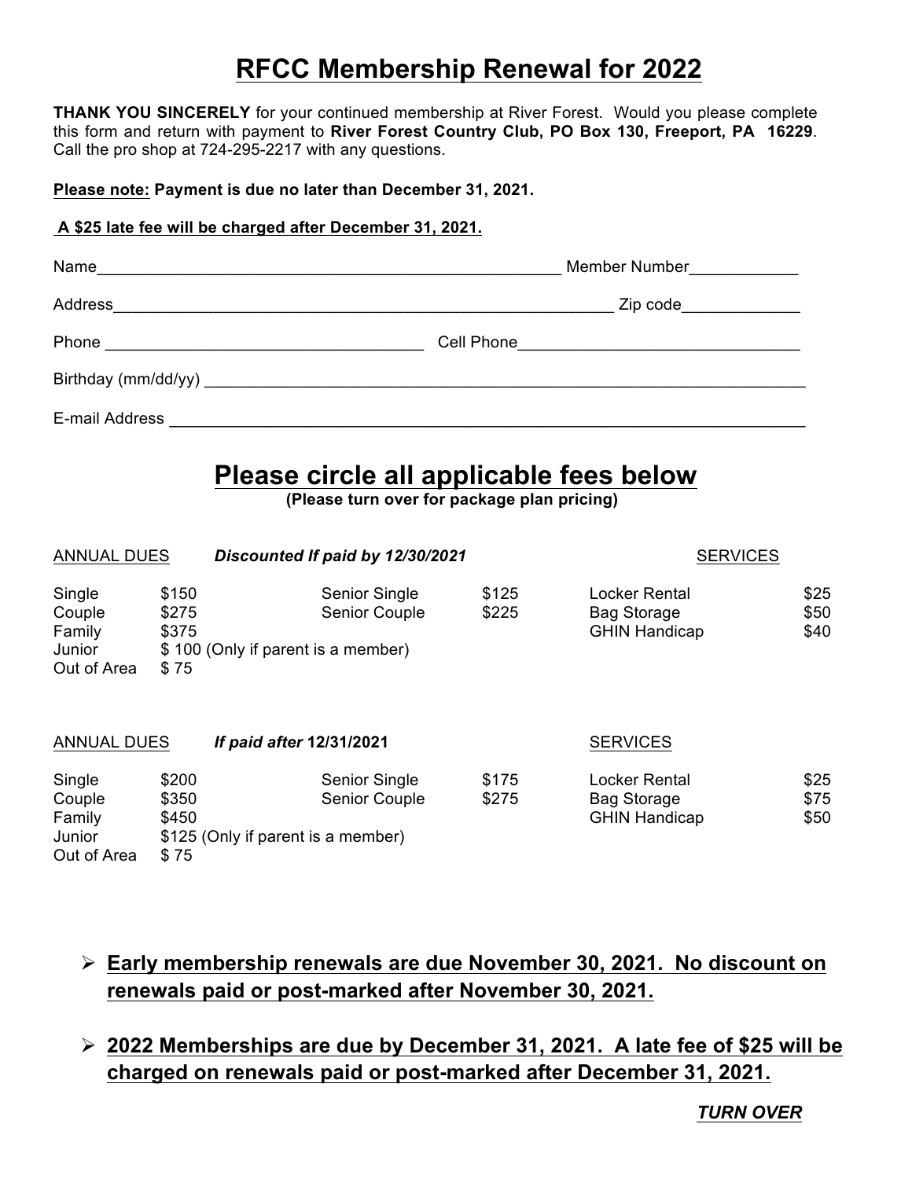# RFCC Membership Renewal for 2022

**THANK YOU SINCERELY** for your continued membership at River Forest. Would you please complete this form and return with payment to **River Forest Country Club, PO Box 130, Freeport, PA 16229**. Call the pro shop at 724-295-2217 with any questions.

**Please note: Payment is due no later than December 31, 2021.**

**A $25 late fee will be charged after December 31, 2021.**

Name_____________________________________________________ Member Number____________

Address_____________________________________________________ Zip code_____________

Phone ___________________________________ Cell Phone_______________________________

Birthday (mm/dd/yy) _____________________________________________________________

E-mail Address ___________________________________________________________________

## Please circle all applicable fees below

**(Please turn over for package plan pricing)**

ANNUAL DUES ***Discounted If paid by 12/30/2021***

| | | | | SERVICES | |
|---|---|---|---|---|---|
| Single | $150 | Senior Single | $125 | Locker Rental | $25 |
| Couple | $275 | Senior Couple | $225 | Bag Storage | $50 |
| Family | $375 | | | GHIN Handicap | $40 |
| Junior | $ 100 (Only if parent is a member) | | | | |
| Out of Area | $ 75 | | | | |

ANNUAL DUES ***If paid after* 12/31/2021**

| | | | | SERVICES | |
|---|---|---|---|---|---|
| Single | $200 | Senior Single | $175 | Locker Rental | $25 |
| Couple | $350 | Senior Couple | $275 | Bag Storage | $75 |
| Family | $450 | | | GHIN Handicap | $50 |
| Junior | $125 (Only if parent is a member) | | | | |
| Out of Area | $ 75 | | | | |

- **Early membership renewals are due November 30, 2021. No discount on renewals paid or post-marked after November 30, 2021.**
- **2022 Memberships are due by December 31, 2021. A late fee of $25 will be charged on renewals paid or post-marked after December 31, 2021.**

***TURN OVER***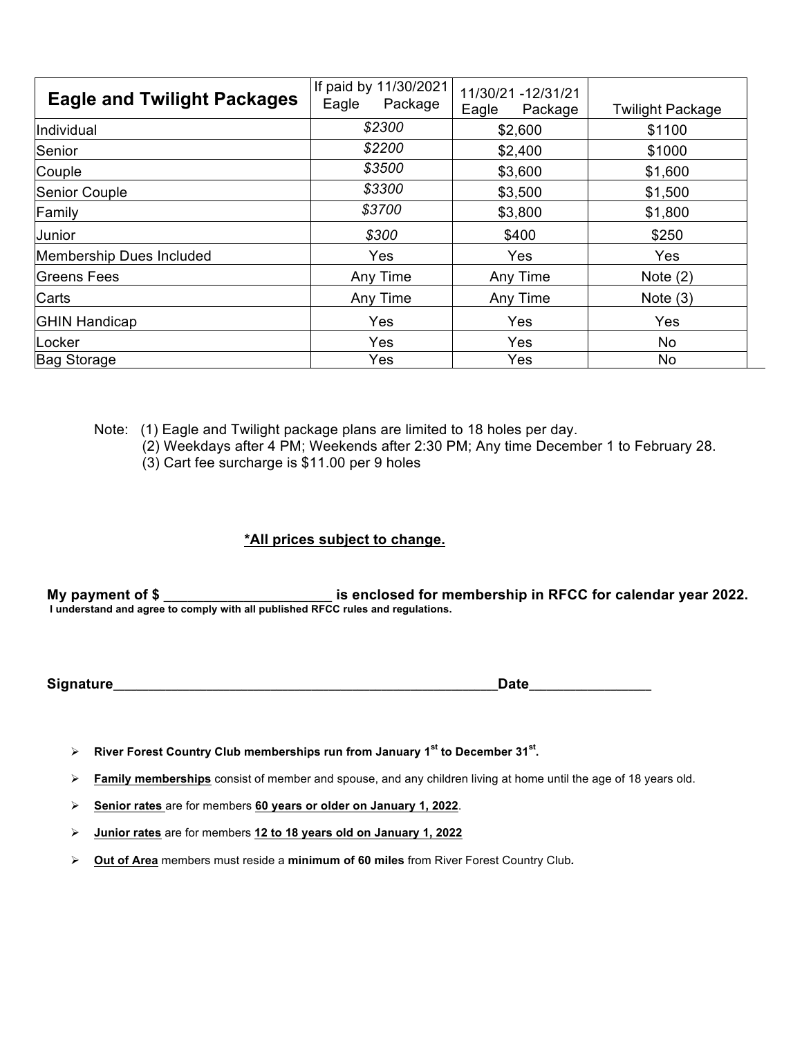| **Eagle and Twilight Packages** | If paid by 11/30/2021 Eagle Package | 11/30/21 -12/31/21 Eagle Package | Twilight Package |
|---|---|---|---|
| Individual | *$2300* | $2,600 | $1100 |
| Senior | *$2200* | $2,400 | $1000 |
| Couple | *$3500* | $3,600 | $1,600 |
| Senior Couple | *$3300* | $3,500 | $1,500 |
| Family | *$3700* | $3,800 | $1,800 |
| Junior | *$300* | $400 | $250 |
| Membership Dues Included | Yes | Yes | Yes |
| Greens Fees | Any Time | Any Time | Note (2) |
| Carts | Any Time | Any Time | Note (3) |
| GHIN Handicap | Yes | Yes | Yes |
| Locker | Yes | Yes | No |
| Bag Storage | Yes | Yes | No |

Note: (1) Eagle and Twilight package plans are limited to 18 holes per day.
(2) Weekdays after 4 PM; Weekends after 2:30 PM; Any time December 1 to February 28.
(3) Cart fee surcharge is $11.00 per 9 holes

**\*All prices subject to change.**

**My payment of $ ______________________ is enclosed for membership in RFCC for calendar year 2022.**
**I understand and agree to comply with all published RFCC rules and regulations.**

**Signature**_____________________________________________________**Date**________________

- **River Forest Country Club memberships run from January 1st to December 31st.**
- **Family memberships** consist of member and spouse, and any children living at home until the age of 18 years old.
- **Senior rates** are for members **60 years or older on January 1, 2022**.
- **Junior rates** are for members **12 to 18 years old on January 1, 2022**
- **Out of Area** members must reside a **minimum of 60 miles** from River Forest Country Club**.**